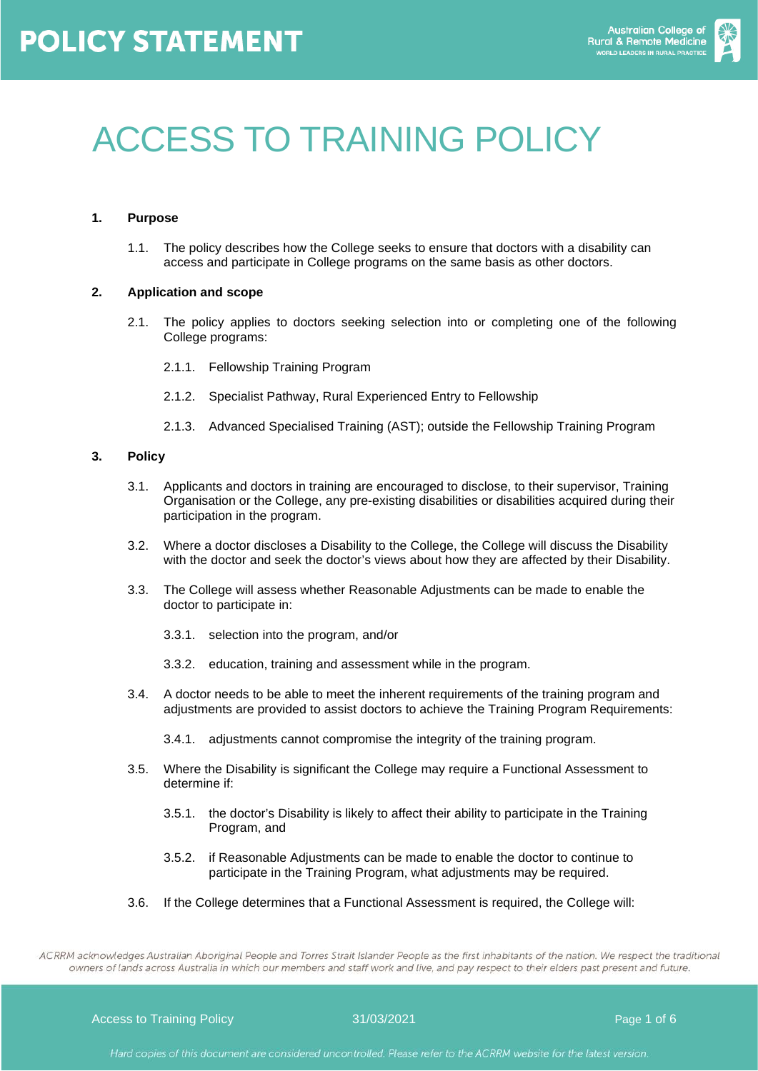# POLICY STATEMENT

# ACCESS TO TRAINING POLICY

**1. Purpose**

1.1. The policy describes how the College seeks to ensure that doctors with a disability can access and participate in College programs on the same basis as other doctors.

**2. Application and scope**

2.1. The policy applies to doctors seeking selection into or completing one of the following College programs:

2.1.1. Fellowship Training Program

2.1.2. Specialist Pathway, Rural Experienced Entry to Fellowship

2.1.3. Advanced Specialised Training (AST); outside the Fellowship Training Program

**3. Policy**

3.1. Applicants and doctors in training are encouraged to disclose, to their supervisor, Training Organisation or the College, any pre-existing disabilities or disabilities acquired during their participation in the program.

3.2. Where a doctor discloses a Disability to the College, the College will discuss the Disability with the doctor and seek the doctor's views about how they are affected by their Disability.

3.3. The College will assess whether Reasonable Adjustments can be made to enable the doctor to participate in:

3.3.1. selection into the program, and/or

3.3.2. education, training and assessment while in the program.

3.4. A doctor needs to be able to meet the inherent requirements of the training program and adjustments are provided to assist doctors to achieve the Training Program Requirements:

3.4.1. adjustments cannot compromise the integrity of the training program.

3.5. Where the Disability is significant the College may require a Functional Assessment to determine if:

3.5.1. the doctor's Disability is likely to affect their ability to participate in the Training Program, and

3.5.2. if Reasonable Adjustments can be made to enable the doctor to continue to participate in the Training Program, what adjustments may be required.

3.6. If the College determines that a Functional Assessment is required, the College will:

*ACRRM acknowledges Australian Aboriginal People and Torres Strait Islander People as the first inhabitants of the nation. We respect the traditional owners of lands across Australia in which our members and staff work and live, and pay respect to their elders past present and future.*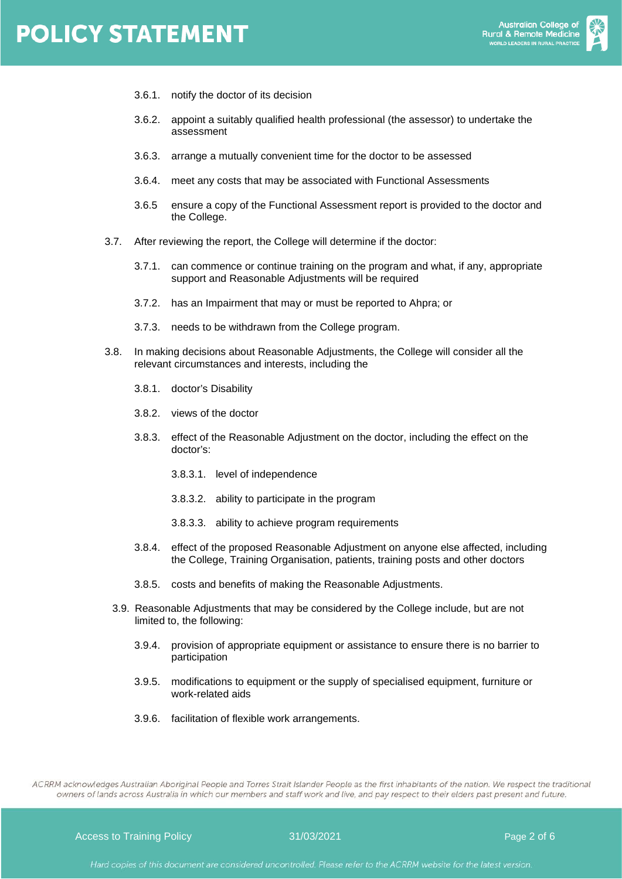3.6.1. notify the doctor of its decision

3.6.2. appoint a suitably qualified health professional (the assessor) to undertake the assessment

3.6.3. arrange a mutually convenient time for the doctor to be assessed

3.6.4. meet any costs that may be associated with Functional Assessments

3.6.5 ensure a copy of the Functional Assessment report is provided to the doctor and the College.

3.7. After reviewing the report, the College will determine if the doctor:

3.7.1. can commence or continue training on the program and what, if any, appropriate support and Reasonable Adjustments will be required

3.7.2. has an Impairment that may or must be reported to Ahpra; or

3.7.3. needs to be withdrawn from the College program.

3.8. In making decisions about Reasonable Adjustments, the College will consider all the relevant circumstances and interests, including the

3.8.1. doctor's Disability

3.8.2. views of the doctor

3.8.3. effect of the Reasonable Adjustment on the doctor, including the effect on the doctor's:

3.8.3.1. level of independence

3.8.3.2. ability to participate in the program

3.8.3.3. ability to achieve program requirements

3.8.4. effect of the proposed Reasonable Adjustment on anyone else affected, including the College, Training Organisation, patients, training posts and other doctors

3.8.5. costs and benefits of making the Reasonable Adjustments.

3.9. Reasonable Adjustments that may be considered by the College include, but are not limited to, the following:

3.9.4. provision of appropriate equipment or assistance to ensure there is no barrier to participation

3.9.5. modifications to equipment or the supply of specialised equipment, furniture or work-related aids

3.9.6. facilitation of flexible work arrangements.

*ACRRM acknowledges Australian Aboriginal People and Torres Strait Islander People as the first inhabitants of the nation. We respect the traditional owners of lands across Australia in which our members and staff work and live, and pay respect to their elders past present and future.*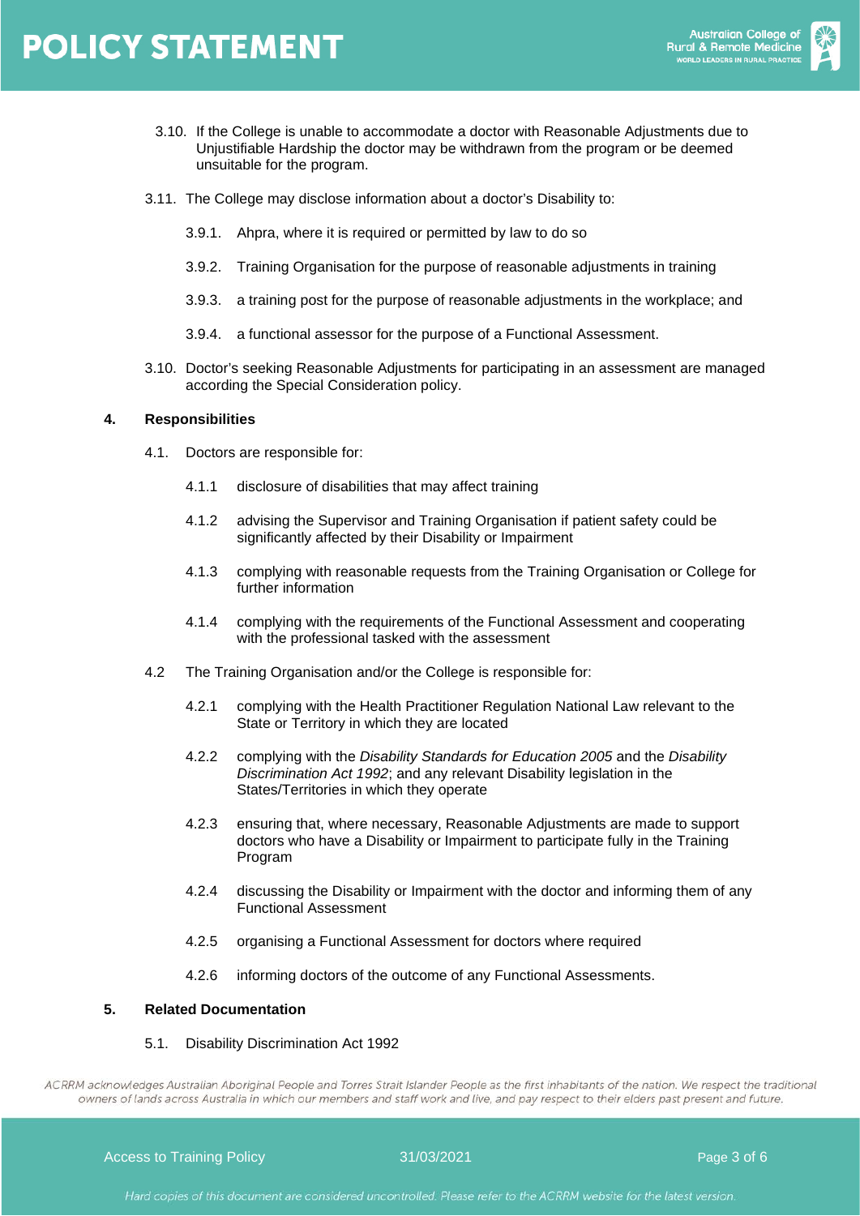3.10. If the College is unable to accommodate a doctor with Reasonable Adjustments due to Unjustifiable Hardship the doctor may be withdrawn from the program or be deemed unsuitable for the program.

3.11. The College may disclose information about a doctor's Disability to:

- 3.9.1. Ahpra, where it is required or permitted by law to do so
- 3.9.2. Training Organisation for the purpose of reasonable adjustments in training
- 3.9.3. a training post for the purpose of reasonable adjustments in the workplace; and
- 3.9.4. a functional assessor for the purpose of a Functional Assessment.

3.10. Doctor's seeking Reasonable Adjustments for participating in an assessment are managed according the Special Consideration policy.

## 4. Responsibilities

4.1. Doctors are responsible for:

- 4.1.1 disclosure of disabilities that may affect training
- 4.1.2 advising the Supervisor and Training Organisation if patient safety could be significantly affected by their Disability or Impairment
- 4.1.3 complying with reasonable requests from the Training Organisation or College for further information
- 4.1.4 complying with the requirements of the Functional Assessment and cooperating with the professional tasked with the assessment

4.2 The Training Organisation and/or the College is responsible for:

- 4.2.1 complying with the Health Practitioner Regulation National Law relevant to the State or Territory in which they are located
- 4.2.2 complying with the *Disability Standards for Education 2005* and the *Disability Discrimination Act 1992*; and any relevant Disability legislation in the States/Territories in which they operate
- 4.2.3 ensuring that, where necessary, Reasonable Adjustments are made to support doctors who have a Disability or Impairment to participate fully in the Training Program
- 4.2.4 discussing the Disability or Impairment with the doctor and informing them of any Functional Assessment
- 4.2.5 organising a Functional Assessment for doctors where required
- 4.2.6 informing doctors of the outcome of any Functional Assessments.

## 5. Related Documentation

5.1. Disability Discrimination Act 1992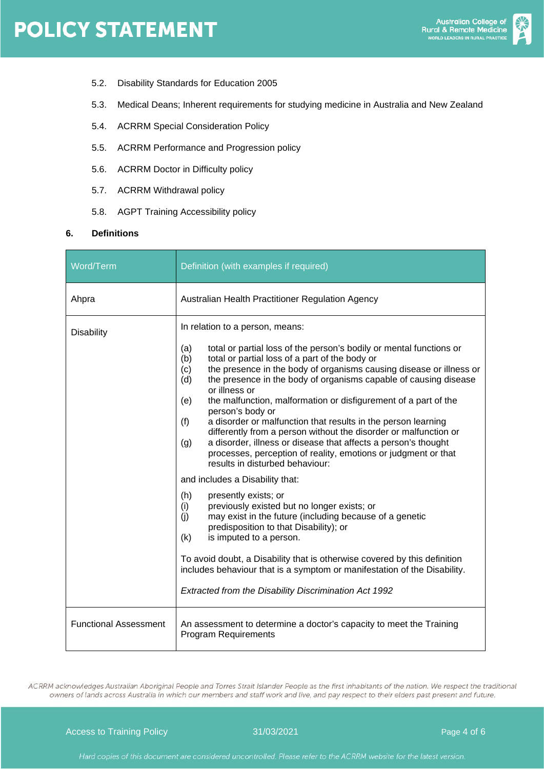5.2. Disability Standards for Education 2005

5.3. Medical Deans; Inherent requirements for studying medicine in Australia and New Zealand

5.4. ACRRM Special Consideration Policy

5.5. ACRRM Performance and Progression policy

5.6. ACRRM Doctor in Difficulty policy

5.7. ACRRM Withdrawal policy

5.8. AGPT Training Accessibility policy

## 6. Definitions

| Word/Term | Definition (with examples if required) |
|---|---|
| Ahpra | Australian Health Practitioner Regulation Agency |
| Disability | In relation to a person, means:<br><br>(a) total or partial loss of the person's bodily or mental functions or<br>(b) total or partial loss of a part of the body or<br>(c) the presence in the body of organisms causing disease or illness or<br>(d) the presence in the body of organisms capable of causing disease or illness or<br>(e) the malfunction, malformation or disfigurement of a part of the person's body or<br>(f) a disorder or malfunction that results in the person learning differently from a person without the disorder or malfunction or<br>(g) a disorder, illness or disease that affects a person's thought processes, perception of reality, emotions or judgment or that results in disturbed behaviour:<br><br>and includes a Disability that:<br><br>(h) presently exists; or<br>(i) previously existed but no longer exists; or<br>(j) may exist in the future (including because of a genetic predisposition to that Disability); or<br>(k) is imputed to a person.<br><br>To avoid doubt, a Disability that is otherwise covered by this definition includes behaviour that is a symptom or manifestation of the Disability.<br><br>*Extracted from the Disability Discrimination Act 1992* |
| Functional Assessment | An assessment to determine a doctor's capacity to meet the Training Program Requirements |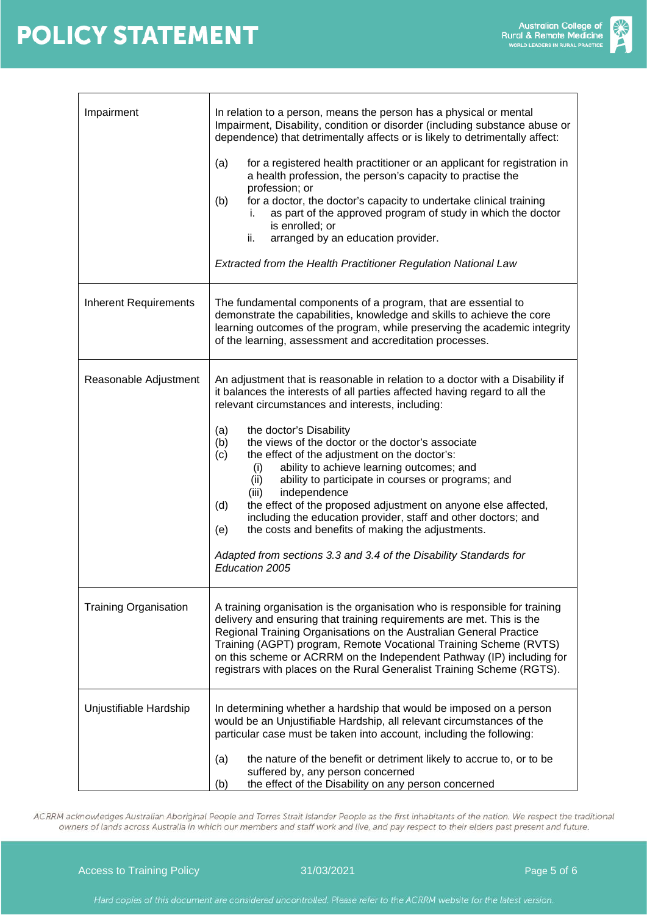| | |
|---|---|
| Impairment | In relation to a person, means the person has a physical or mental Impairment, Disability, condition or disorder (including substance abuse or dependence) that detrimentally affects or is likely to detrimentally affect:<br><br>(a) for a registered health practitioner or an applicant for registration in a health profession, the person's capacity to practise the profession; or<br>(b) for a doctor, the doctor's capacity to undertake clinical training<br>i. as part of the approved program of study in which the doctor is enrolled; or<br>ii. arranged by an education provider.<br><br>*Extracted from the Health Practitioner Regulation National Law* |
| Inherent Requirements | The fundamental components of a program, that are essential to demonstrate the capabilities, knowledge and skills to achieve the core learning outcomes of the program, while preserving the academic integrity of the learning, assessment and accreditation processes. |
| Reasonable Adjustment | An adjustment that is reasonable in relation to a doctor with a Disability if it balances the interests of all parties affected having regard to all the relevant circumstances and interests, including:<br><br>(a) the doctor's Disability<br>(b) the views of the doctor or the doctor's associate<br>(c) the effect of the adjustment on the doctor's:<br>(i) ability to achieve learning outcomes; and<br>(ii) ability to participate in courses or programs; and<br>(iii) independence<br>(d) the effect of the proposed adjustment on anyone else affected, including the education provider, staff and other doctors; and<br>(e) the costs and benefits of making the adjustments.<br><br>*Adapted from sections 3.3 and 3.4 of the Disability Standards for Education 2005* |
| Training Organisation | A training organisation is the organisation who is responsible for training delivery and ensuring that training requirements are met. This is the Regional Training Organisations on the Australian General Practice Training (AGPT) program, Remote Vocational Training Scheme (RVTS) on this scheme or ACRRM on the Independent Pathway (IP) including for registrars with places on the Rural Generalist Training Scheme (RGTS). |
| Unjustifiable Hardship | In determining whether a hardship that would be imposed on a person would be an Unjustifiable Hardship, all relevant circumstances of the particular case must be taken into account, including the following:<br><br>(a) the nature of the benefit or detriment likely to accrue to, or to be suffered by, any person concerned<br>(b) the effect of the Disability on any person concerned |

*ACRRM acknowledges Australian Aboriginal People and Torres Strait Islander People as the first inhabitants of the nation. We respect the traditional owners of lands across Australia in which our members and staff work and live, and pay respect to their elders past present and future.*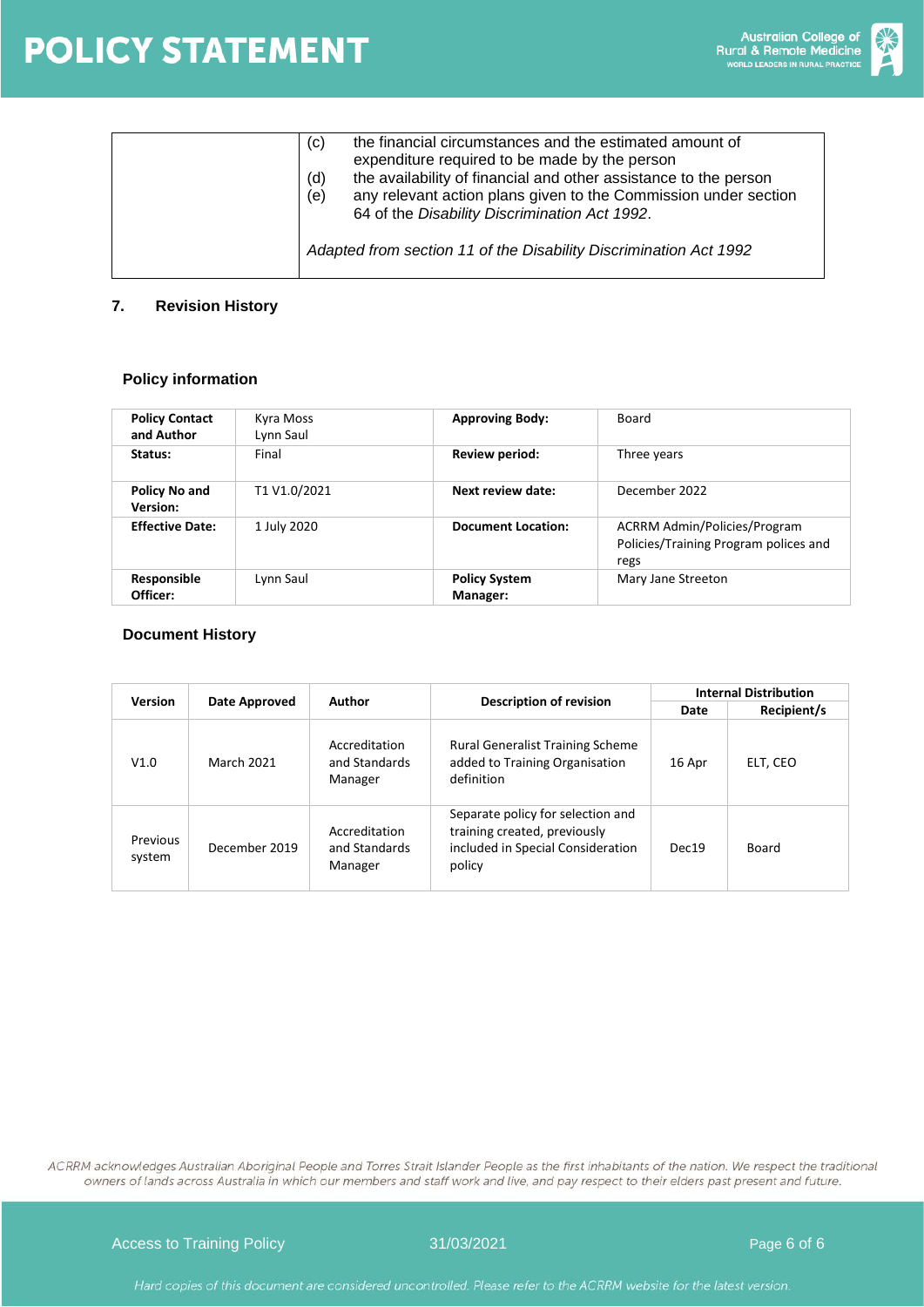| | |
|---|---|
| | (c) the financial circumstances and the estimated amount of expenditure required to be made by the person<br>(d) the availability of financial and other assistance to the person<br>(e) any relevant action plans given to the Commission under section 64 of the *Disability Discrimination Act 1992*.<br><br>*Adapted from section 11 of the Disability Discrimination Act 1992* |

## 7. Revision History

### Policy information

| | | | |
|---|---|---|---|
| **Policy Contact and Author** | Kyra Moss<br>Lynn Saul | **Approving Body:** | Board |
| **Status:** | Final | **Review period:** | Three years |
| **Policy No and Version:** | T1 V1.0/2021 | **Next review date:** | December 2022 |
| **Effective Date:** | 1 July 2020 | **Document Location:** | ACRRM Admin/Policies/Program Policies/Training Program polices and regs |
| **Responsible Officer:** | Lynn Saul | **Policy System Manager:** | Mary Jane Streeton |

### Document History

| Version | Date Approved | Author | Description of revision | Internal Distribution | |
|---|---|---|---|---|---|
| | | | | Date | Recipient/s |
| V1.0 | March 2021 | Accreditation and Standards Manager | Rural Generalist Training Scheme added to Training Organisation definition | 16 Apr | ELT, CEO |
| Previous system | December 2019 | Accreditation and Standards Manager | Separate policy for selection and training created, previously included in Special Consideration policy | Dec19 | Board |

*ACRRM acknowledges Australian Aboriginal People and Torres Strait Islander People as the first inhabitants of the nation. We respect the traditional owners of lands across Australia in which our members and staff work and live, and pay respect to their elders past present and future.*